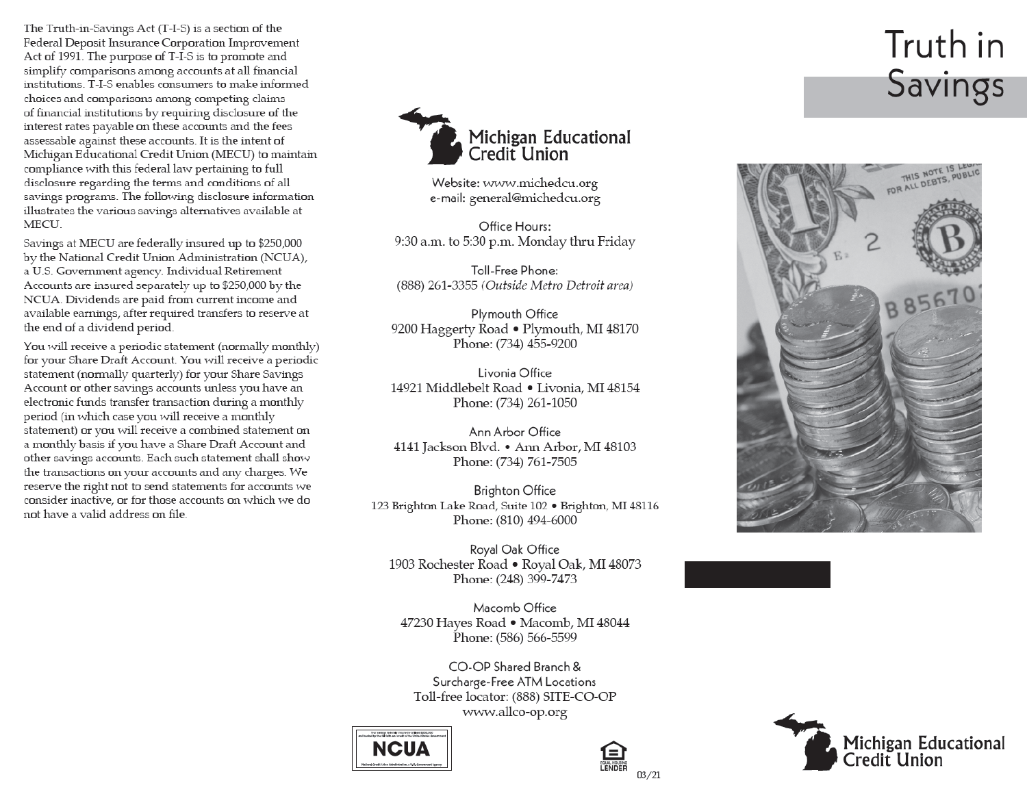The Truth-in-Savings Act (T-I-S) is a section of the Federal Deposit Insurance Corporation Improvement Act of 1991. The purpose of T-I-S is to promote and simplify comparisons among accounts at all financial institutions. T-I-S enables consumers to make informed choices and comparisons among competing claims of financial institutions by requiring disclosure of the interest rates payable on these accounts and the fees assessable against these accounts. It is the intent of Michigan Educational Credit Union (MECU) to maintain compliance with this federal law pertaining to full disclosure regarding the terms and conditions of all savings programs. The following disclosure information illustrates the various savings alternatives available at MECU.

Savings at MECU are federally insured up to $250,000 by the National Credit Union Administration (NCUA), a U.S. Government agency. Individual Retirement Accounts are insured separately up to $250,000 by the NCUA. Dividends are paid from current income and available earnings, after required transfers to reserve at the end of a dividend period.

You will receive a periodic statement (normally monthly) for your Share Draft Account. You will receive a periodic statement (normally quarterly) for your Share Savings Account or other savings accounts unless you have an electronic funds transfer transaction during a monthly period (in which case you will receive a monthly statement) or you will receive a combined statement on a monthly basis if you have a Share Draft Account and other savings accounts. Each such statement shall show the transactions on your accounts and any charges. We reserve the right not to send statements for accounts we consider inactive, or for those accounts on which we do not have a valid address on file.

**Michigan Educational Credit Union**

Website: www.michedcu.org
e-mail: general@michedcu.org

Office Hours:
9:30 a.m. to 5:30 p.m. Monday thru Friday

Toll-Free Phone:
(888) 261-3355 *(Outside Metro Detroit area)*

Plymouth Office
9200 Haggerty Road • Plymouth, MI 48170
Phone: (734) 455-9200

Livonia Office
14921 Middlebelt Road • Livonia, MI 48154
Phone: (734) 261-1050

Ann Arbor Office
4141 Jackson Blvd. • Ann Arbor, MI 48103
Phone: (734) 761-7505

Brighton Office
123 Brighton Lake Road, Suite 102 • Brighton, MI 48116
Phone: (810) 494-6000

Royal Oak Office
1903 Rochester Road • Royal Oak, MI 48073
Phone: (248) 399-7473

Macomb Office
47230 Hayes Road • Macomb, MI 48044
Phone: (586) 566-5599

CO-OP Shared Branch &
Surcharge-Free ATM Locations
Toll-free locator: (888) SITE-CO-OP
www.allco-op.org

Your savings federally insured to at least $250,000 and backed by the full faith and credit of the United States Government
NCUA
National Credit Union Administration, a U.S. Government Agency

EQUAL HOUSING LENDER

03/21

# Truth in Savings

**Michigan Educational Credit Union**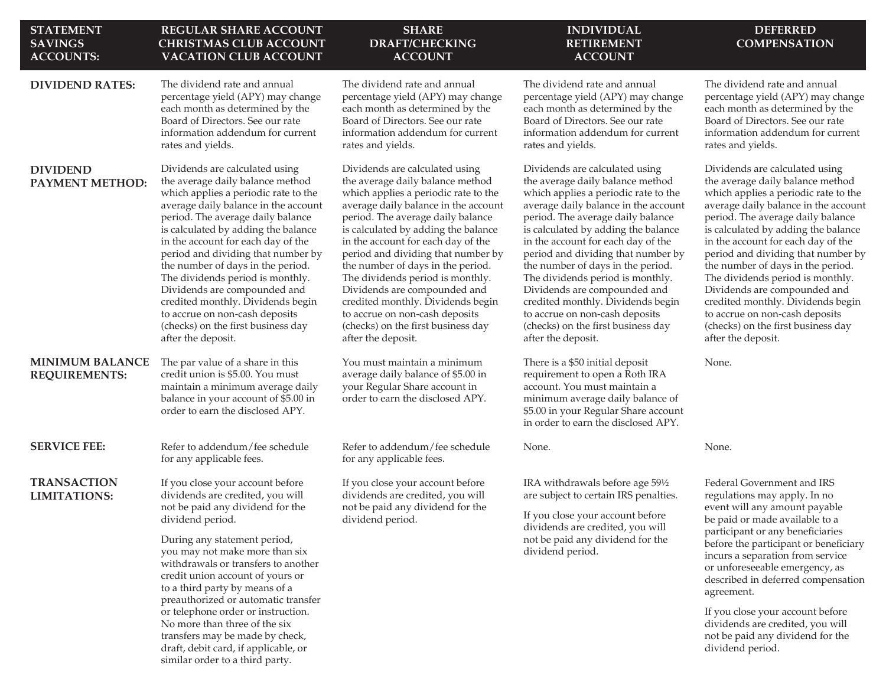| STATEMENT SAVINGS ACCOUNTS: | REGULAR SHARE ACCOUNT CHRISTMAS CLUB ACCOUNT VACATION CLUB ACCOUNT | SHARE DRAFT/CHECKING ACCOUNT | INDIVIDUAL RETIREMENT ACCOUNT | DEFERRED COMPENSATION |
|---|---|---|---|---|
| **DIVIDEND RATES:** | The dividend rate and annual percentage yield (APY) may change each month as determined by the Board of Directors. See our rate information addendum for current rates and yields. | The dividend rate and annual percentage yield (APY) may change each month as determined by the Board of Directors. See our rate information addendum for current rates and yields. | The dividend rate and annual percentage yield (APY) may change each month as determined by the Board of Directors. See our rate information addendum for current rates and yields. | The dividend rate and annual percentage yield (APY) may change each month as determined by the Board of Directors. See our rate information addendum for current rates and yields. |
| **DIVIDEND PAYMENT METHOD:** | Dividends are calculated using the average daily balance method which applies a periodic rate to the average daily balance in the account period. The average daily balance is calculated by adding the balance in the account for each day of the period and dividing that number by the number of days in the period. The dividends period is monthly. Dividends are compounded and credited monthly. Dividends begin to accrue on non-cash deposits (checks) on the first business day after the deposit. | Dividends are calculated using the average daily balance method which applies a periodic rate to the average daily balance in the account period. The average daily balance is calculated by adding the balance in the account for each day of the period and dividing that number by the number of days in the period. The dividends period is monthly. Dividends are compounded and credited monthly. Dividends begin to accrue on non-cash deposits (checks) on the first business day after the deposit. | Dividends are calculated using the average daily balance method which applies a periodic rate to the average daily balance in the account period. The average daily balance is calculated by adding the balance in the account for each day of the period and dividing that number by the number of days in the period. The dividends period is monthly. Dividends are compounded and credited monthly. Dividends begin to accrue on non-cash deposits (checks) on the first business day after the deposit. | Dividends are calculated using the average daily balance method which applies a periodic rate to the average daily balance in the account period. The average daily balance is calculated by adding the balance in the account for each day of the period and dividing that number by the number of days in the period. The dividends period is monthly. Dividends are compounded and credited monthly. Dividends begin to accrue on non-cash deposits (checks) on the first business day after the deposit. |
| **MINIMUM BALANCE REQUIREMENTS:** | The par value of a share in this credit union is $5.00. You must maintain a minimum average daily balance in your account of $5.00 in order to earn the disclosed APY. | You must maintain a minimum average daily balance of $5.00 in your Regular Share account in order to earn the disclosed APY. | There is a $50 initial deposit requirement to open a Roth IRA account. You must maintain a minimum average daily balance of $5.00 in your Regular Share account in order to earn the disclosed APY. | None. |
| **SERVICE FEE:** | Refer to addendum/fee schedule for any applicable fees. | Refer to addendum/fee schedule for any applicable fees. | None. | None. |
| **TRANSACTION LIMITATIONS:** | If you close your account before dividends are credited, you will not be paid any dividend for the dividend period.<br><br>During any statement period, you may not make more than six withdrawals or transfers to another credit union account of yours or to a third party by means of a preauthorized or automatic transfer or telephone order or instruction. No more than three of the six transfers may be made by check, draft, debit card, if applicable, or similar order to a third party. | If you close your account before dividends are credited, you will not be paid any dividend for the dividend period. | IRA withdrawals before age 59½ are subject to certain IRS penalties.<br><br>If you close your account before dividends are credited, you will not be paid any dividend for the dividend period. | Federal Government and IRS regulations may apply. In no event will any amount payable be paid or made available to a participant or any beneficiaries before the participant or beneficiary incurs a separation from service or unforeseeable emergency, as described in deferred compensation agreement.<br><br>If you close your account before dividends are credited, you will not be paid any dividend for the dividend period. |